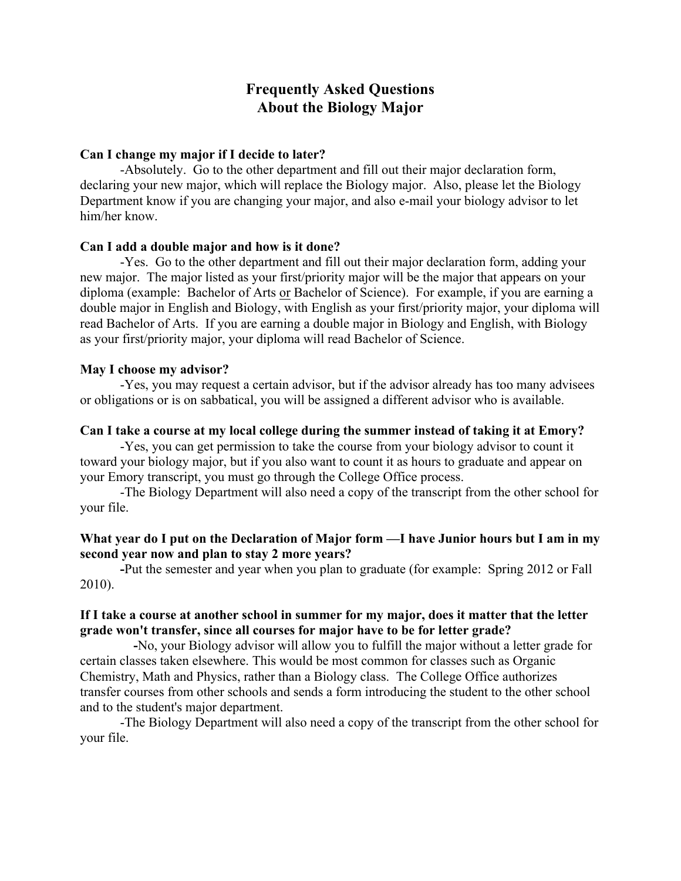# Frequently Asked Questions
# About the Biology Major

**Can I change my major if I decide to later?**

-Absolutely. Go to the other department and fill out their major declaration form, declaring your new major, which will replace the Biology major. Also, please let the Biology Department know if you are changing your major, and also e-mail your biology advisor to let him/her know.

**Can I add a double major and how is it done?**

-Yes. Go to the other department and fill out their major declaration form, adding your new major. The major listed as your first/priority major will be the major that appears on your diploma (example: Bachelor of Arts <u>or</u> Bachelor of Science). For example, if you are earning a double major in English and Biology, with English as your first/priority major, your diploma will read Bachelor of Arts. If you are earning a double major in Biology and English, with Biology as your first/priority major, your diploma will read Bachelor of Science.

**May I choose my advisor?**

-Yes, you may request a certain advisor, but if the advisor already has too many advisees or obligations or is on sabbatical, you will be assigned a different advisor who is available.

**Can I take a course at my local college during the summer instead of taking it at Emory?**

-Yes, you can get permission to take the course from your biology advisor to count it toward your biology major, but if you also want to count it as hours to graduate and appear on your Emory transcript, you must go through the College Office process.

-The Biology Department will also need a copy of the transcript from the other school for your file.

**What year do I put on the Declaration of Major form —I have Junior hours but I am in my second year now and plan to stay 2 more years?**

**-**Put the semester and year when you plan to graduate (for example: Spring 2012 or Fall 2010).

**If I take a course at another school in summer for my major, does it matter that the letter grade won't transfer, since all courses for major have to be for letter grade?**

**-**No, your Biology advisor will allow you to fulfill the major without a letter grade for certain classes taken elsewhere. This would be most common for classes such as Organic Chemistry, Math and Physics, rather than a Biology class. The College Office authorizes transfer courses from other schools and sends a form introducing the student to the other school and to the student's major department.

-The Biology Department will also need a copy of the transcript from the other school for your file.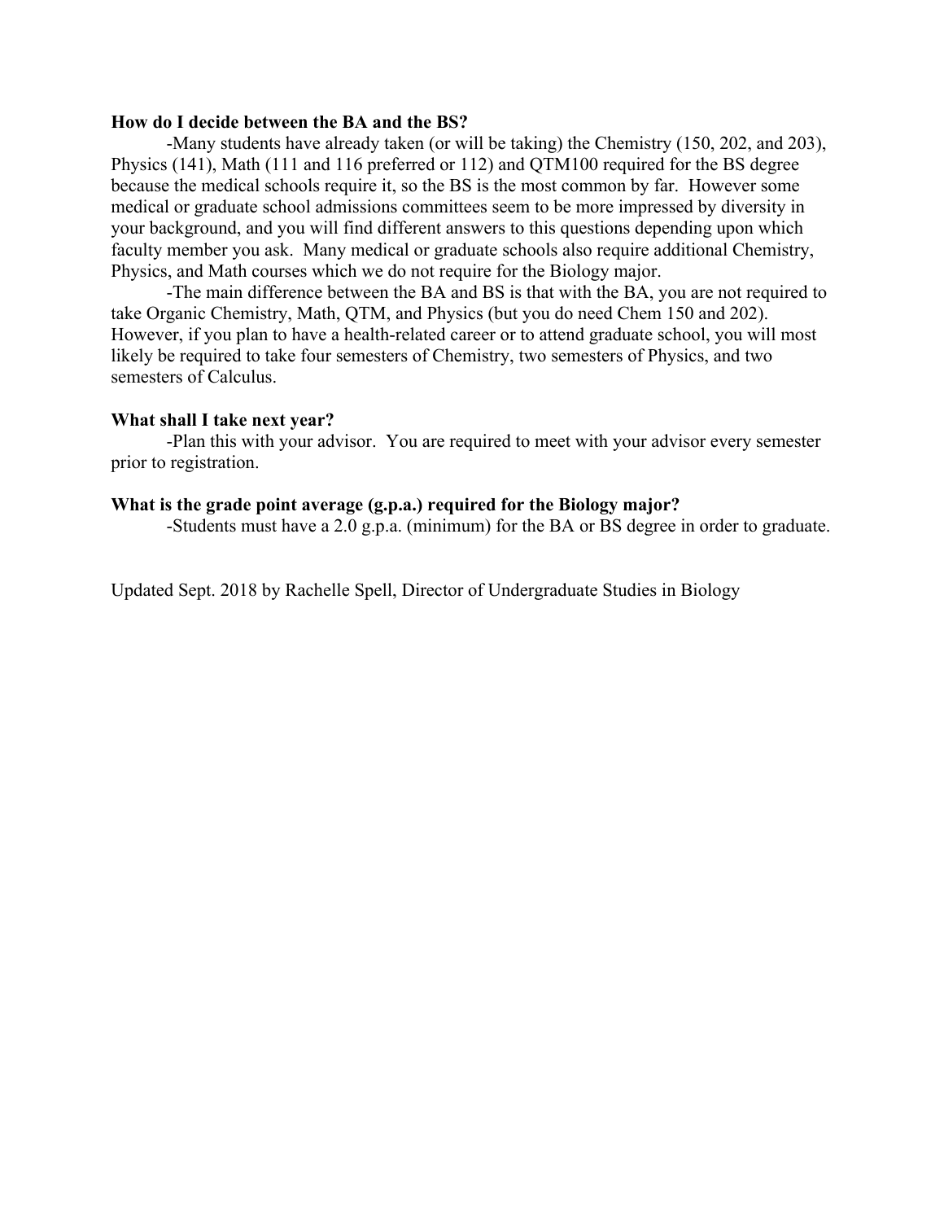**How do I decide between the BA and the BS?**

-Many students have already taken (or will be taking) the Chemistry (150, 202, and 203), Physics (141), Math (111 and 116 preferred or 112) and QTM100 required for the BS degree because the medical schools require it, so the BS is the most common by far. However some medical or graduate school admissions committees seem to be more impressed by diversity in your background, and you will find different answers to this questions depending upon which faculty member you ask. Many medical or graduate schools also require additional Chemistry, Physics, and Math courses which we do not require for the Biology major.

-The main difference between the BA and BS is that with the BA, you are not required to take Organic Chemistry, Math, QTM, and Physics (but you do need Chem 150 and 202). However, if you plan to have a health-related career or to attend graduate school, you will most likely be required to take four semesters of Chemistry, two semesters of Physics, and two semesters of Calculus.

**What shall I take next year?**

-Plan this with your advisor. You are required to meet with your advisor every semester prior to registration.

**What is the grade point average (g.p.a.) required for the Biology major?**

-Students must have a 2.0 g.p.a. (minimum) for the BA or BS degree in order to graduate.

Updated Sept. 2018 by Rachelle Spell, Director of Undergraduate Studies in Biology